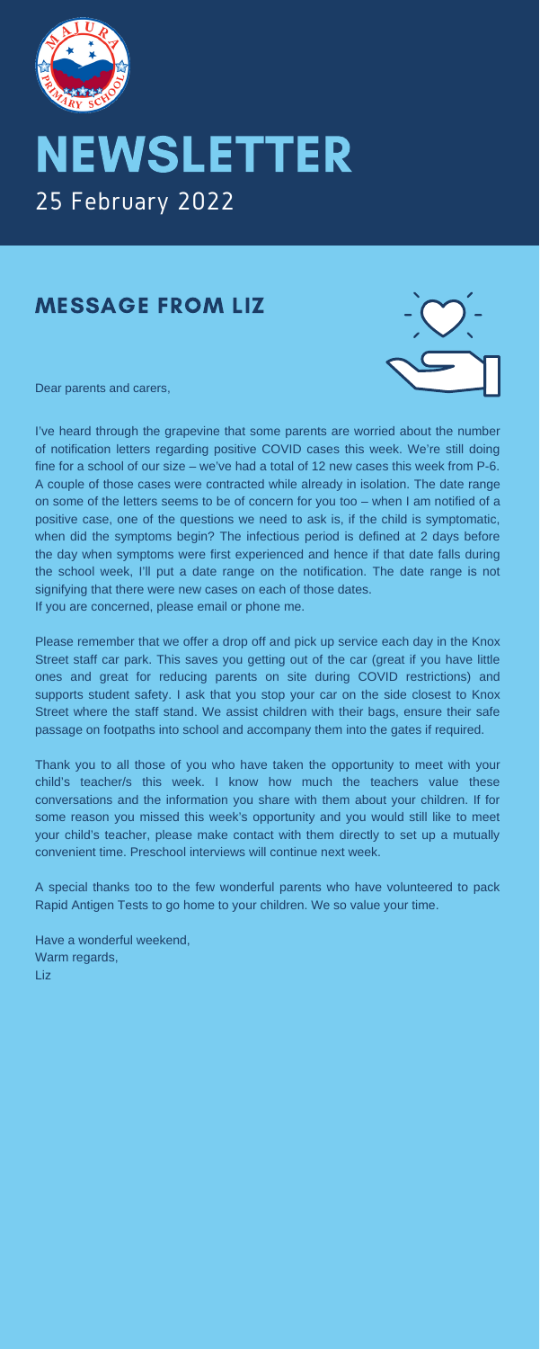# NEWSLETTER

25 February 2022

## MESSAGE FROM LIZ

Dear parents and carers,

I've heard through the grapevine that some parents are worried about the number of notification letters regarding positive COVID cases this week. We're still doing fine for a school of our size – we've had a total of 12 new cases this week from P-6. A couple of those cases were contracted while already in isolation. The date range on some of the letters seems to be of concern for you too – when I am notified of a positive case, one of the questions we need to ask is, if the child is symptomatic, when did the symptoms begin? The infectious period is defined at 2 days before the day when symptoms were first experienced and hence if that date falls during the school week, I'll put a date range on the notification. The date range is not signifying that there were new cases on each of those dates.
If you are concerned, please email or phone me.

Please remember that we offer a drop off and pick up service each day in the Knox Street staff car park. This saves you getting out of the car (great if you have little ones and great for reducing parents on site during COVID restrictions) and supports student safety. I ask that you stop your car on the side closest to Knox Street where the staff stand. We assist children with their bags, ensure their safe passage on footpaths into school and accompany them into the gates if required.

Thank you to all those of you who have taken the opportunity to meet with your child's teacher/s this week. I know how much the teachers value these conversations and the information you share with them about your children. If for some reason you missed this week's opportunity and you would still like to meet your child's teacher, please make contact with them directly to set up a mutually convenient time. Preschool interviews will continue next week.

A special thanks too to the few wonderful parents who have volunteered to pack Rapid Antigen Tests to go home to your children. We so value your time.

Have a wonderful weekend,
Warm regards,
Liz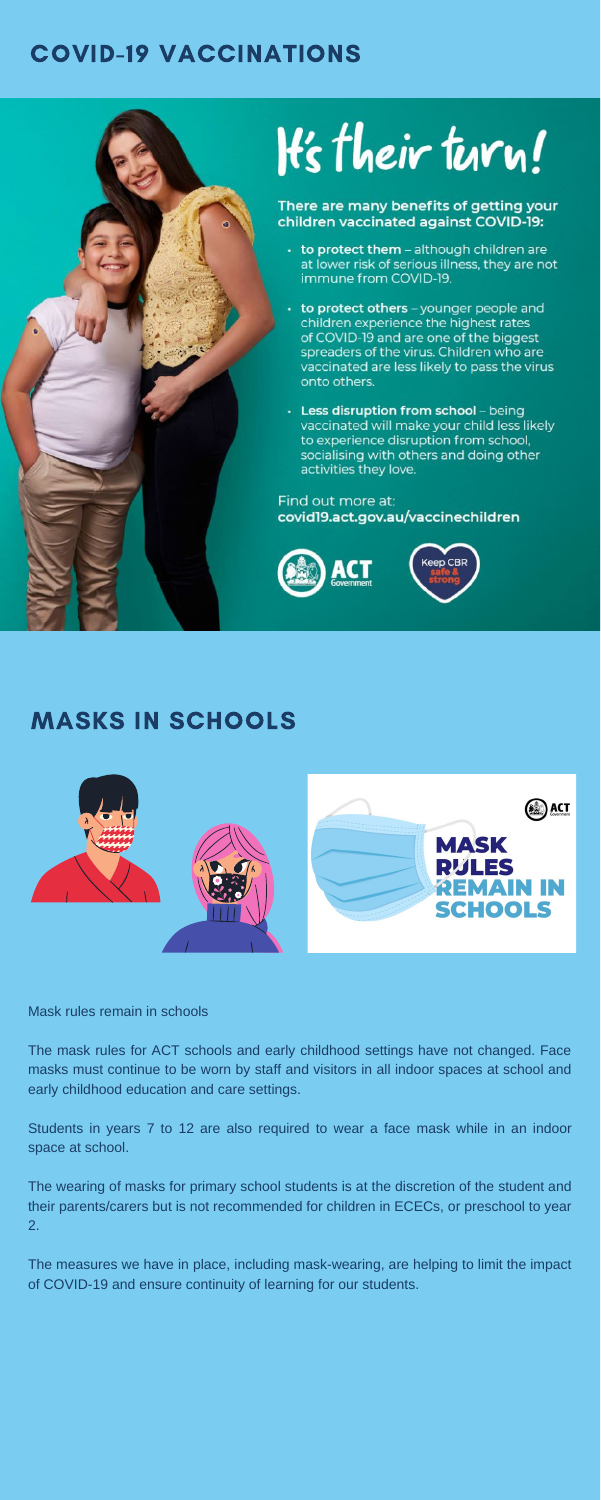# COVID-19 VACCINATIONS

# It's their turn!

**There are many benefits of getting your children vaccinated against COVID-19:**

- **to protect them** – although children are at lower risk of serious illness, they are not immune from COVID-19.
- **to protect others** – younger people and children experience the highest rates of COVID-19 and are one of the biggest spreaders of the virus. Children who are vaccinated are less likely to pass the virus onto others.
- **Less disruption from school** – being vaccinated will make your child less likely to experience disruption from school, socialising with others and doing other activities they love.

Find out more at:
**covid19.act.gov.au/vaccinechildren**

ACT Government

Keep CBR safe & strong

# MASKS IN SCHOOLS

ACT

**MASK RULES REMAIN IN SCHOOLS**

Mask rules remain in schools

The mask rules for ACT schools and early childhood settings have not changed. Face masks must continue to be worn by staff and visitors in all indoor spaces at school and early childhood education and care settings.

Students in years 7 to 12 are also required to wear a face mask while in an indoor space at school.

The wearing of masks for primary school students is at the discretion of the student and their parents/carers but is not recommended for children in ECECs, or preschool to year 2.

The measures we have in place, including mask-wearing, are helping to limit the impact of COVID-19 and ensure continuity of learning for our students.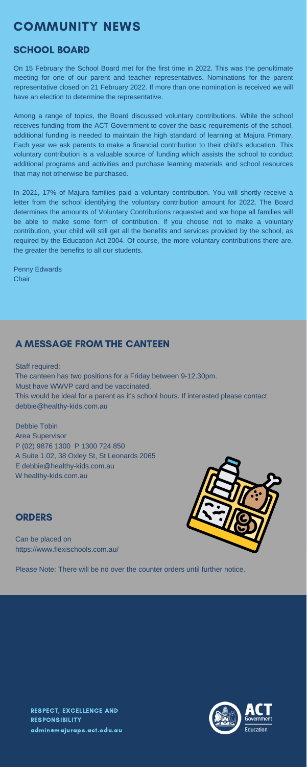# COMMUNITY NEWS

## SCHOOL BOARD

On 15 February the School Board met for the first time in 2022. This was the penultimate meeting for one of our parent and teacher representatives. Nominations for the parent representative closed on 21 February 2022. If more than one nomination is received we will have an election to determine the representative.

Among a range of topics, the Board discussed voluntary contributions. While the school receives funding from the ACT Government to cover the basic requirements of the school, additional funding is needed to maintain the high standard of learning at Majura Primary. Each year we ask parents to make a financial contribution to their child's education. This voluntary contribution is a valuable source of funding which assists the school to conduct additional programs and activities and purchase learning materials and school resources that may not otherwise be purchased.

In 2021, 17% of Majura families paid a voluntary contribution. You will shortly receive a letter from the school identifying the voluntary contribution amount for 2022. The Board determines the amounts of Voluntary Contributions requested and we hope all families will be able to make some form of contribution. If you choose not to make a voluntary contribution, your child will still get all the benefits and services provided by the school, as required by the Education Act 2004. Of course, the more voluntary contributions there are, the greater the benefits to all our students.

Penny Edwards
Chair

## A MESSAGE FROM THE CANTEEN

Staff required:
The canteen has two positions for a Friday between 9-12.30pm.
Must have WWVP card and be vaccinated.
This would be ideal for a parent as it's school hours. If interested please contact debbie@healthy-kids.com.au

Debbie Tobin
Area Supervisor
P (02) 9876 1300 P 1300 724 850
A Suite 1.02, 38 Oxley St, St Leonards 2065
E debbie@healthy-kids.com.au
W healthy-kids.com.au

## ORDERS

Can be placed on
https://www.flexischools.com.au/

Please Note: There will be no over the counter orders until further notice.

RESPECT, EXCELLENCE AND RESPONSIBILITY
admin@majuraps.act.edu.au